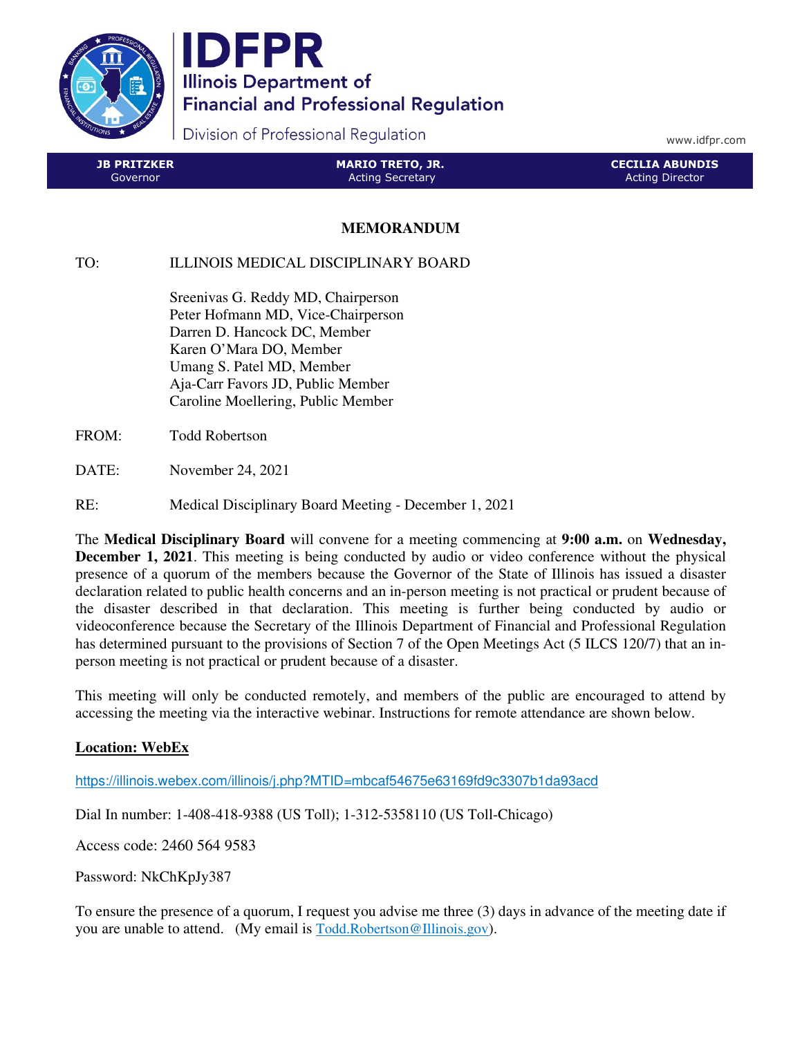# IDFPR

Illinois Department of Financial and Professional Regulation

Division of Professional Regulation

www.idfpr.com

| JB PRITZKER Governor | MARIO TRETO, JR. Acting Secretary | CECILIA ABUNDIS Acting Director |
|---|---|---|

## MEMORANDUM

TO: ILLINOIS MEDICAL DISCIPLINARY BOARD

Sreenivas G. Reddy MD, Chairperson
Peter Hofmann MD, Vice-Chairperson
Darren D. Hancock DC, Member
Karen O'Mara DO, Member
Umang S. Patel MD, Member
Aja-Carr Favors JD, Public Member
Caroline Moellering, Public Member

FROM: Todd Robertson

DATE: November 24, 2021

RE: Medical Disciplinary Board Meeting - December 1, 2021

The **Medical Disciplinary Board** will convene for a meeting commencing at **9:00 a.m.** on **Wednesday, December 1, 2021**. This meeting is being conducted by audio or video conference without the physical presence of a quorum of the members because the Governor of the State of Illinois has issued a disaster declaration related to public health concerns and an in-person meeting is not practical or prudent because of the disaster described in that declaration. This meeting is further being conducted by audio or videoconference because the Secretary of the Illinois Department of Financial and Professional Regulation has determined pursuant to the provisions of Section 7 of the Open Meetings Act (5 ILCS 120/7) that an in-person meeting is not practical or prudent because of a disaster.

This meeting will only be conducted remotely, and members of the public are encouraged to attend by accessing the meeting via the interactive webinar. Instructions for remote attendance are shown below.

**Location: WebEx**

https://illinois.webex.com/illinois/j.php?MTID=mbcaf54675e63169fd9c3307b1da93acd

Dial In number: 1-408-418-9388 (US Toll); 1-312-5358110 (US Toll-Chicago)

Access code: 2460 564 9583

Password: NkChKpJy387

To ensure the presence of a quorum, I request you advise me three (3) days in advance of the meeting date if you are unable to attend. (My email is Todd.Robertson@Illinois.gov).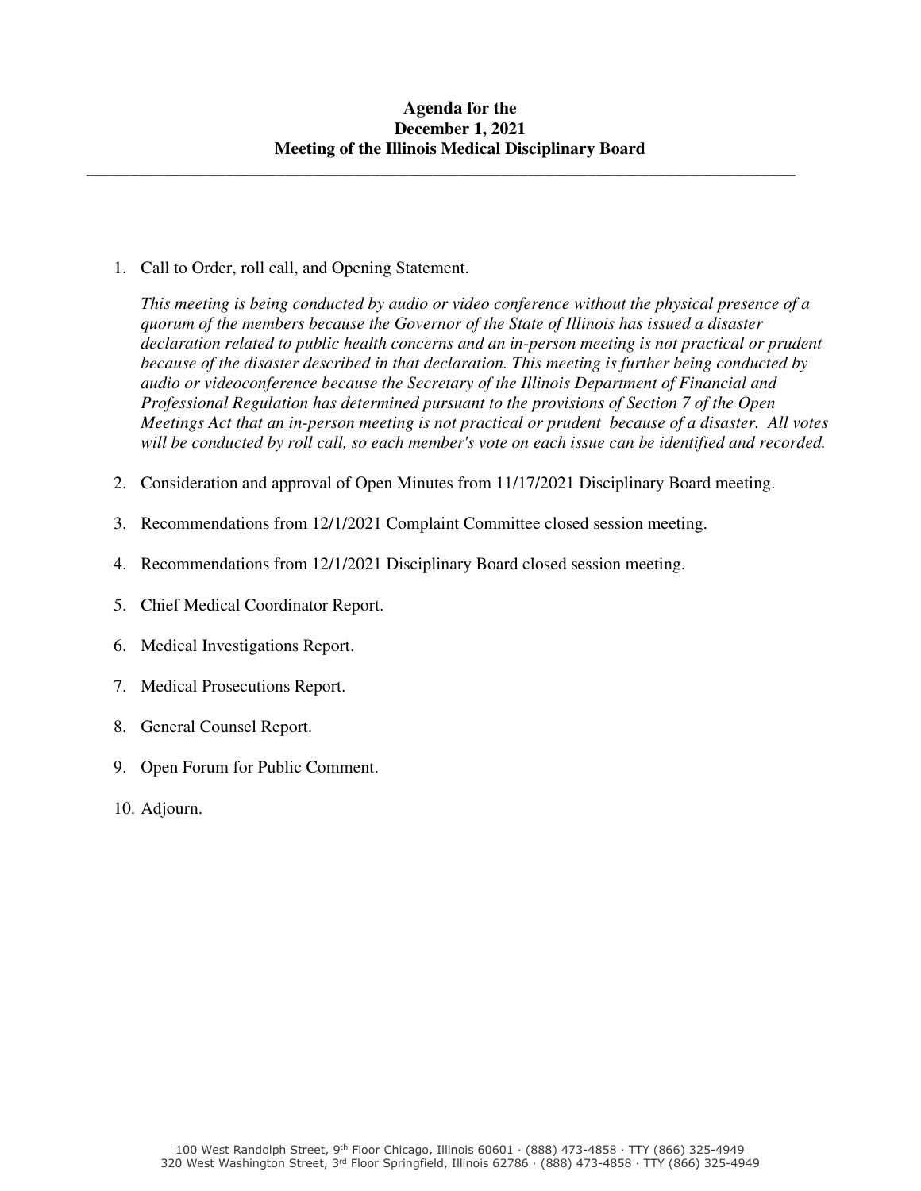**Agenda for the**
**December 1, 2021**
**Meeting of the Illinois Medical Disciplinary Board**

---

1. Call to Order, roll call, and Opening Statement.

   *This meeting is being conducted by audio or video conference without the physical presence of a quorum of the members because the Governor of the State of Illinois has issued a disaster declaration related to public health concerns and an in-person meeting is not practical or prudent because of the disaster described in that declaration. This meeting is further being conducted by audio or videoconference because the Secretary of the Illinois Department of Financial and Professional Regulation has determined pursuant to the provisions of Section 7 of the Open Meetings Act that an in-person meeting is not practical or prudent because of a disaster. All votes will be conducted by roll call, so each member's vote on each issue can be identified and recorded.*

2. Consideration and approval of Open Minutes from 11/17/2021 Disciplinary Board meeting.

3. Recommendations from 12/1/2021 Complaint Committee closed session meeting.

4. Recommendations from 12/1/2021 Disciplinary Board closed session meeting.

5. Chief Medical Coordinator Report.

6. Medical Investigations Report.

7. Medical Prosecutions Report.

8. General Counsel Report.

9. Open Forum for Public Comment.

10. Adjourn.

100 West Randolph Street, 9th Floor Chicago, Illinois 60601 · (888) 473-4858 · TTY (866) 325-4949
320 West Washington Street, 3rd Floor Springfield, Illinois 62786 · (888) 473-4858 · TTY (866) 325-4949